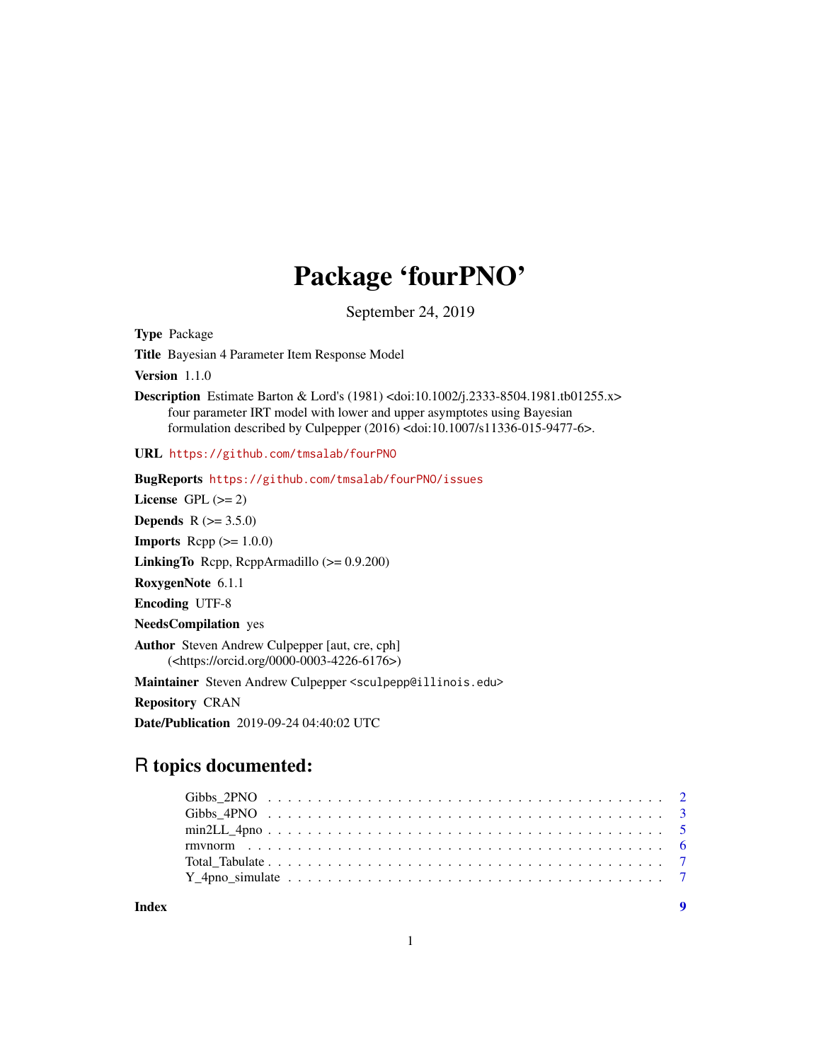# Package 'fourPNO'

September 24, 2019

**Type** Package

**Title** Bayesian 4 Parameter Item Response Model

**Version** 1.1.0

**Description** Estimate Barton & Lord's (1981) <doi:10.1002/j.2333-8504.1981.tb01255.x> four parameter IRT model with lower and upper asymptotes using Bayesian formulation described by Culpepper (2016) <doi:10.1007/s11336-015-9477-6>.

**URL** https://github.com/tmsalab/fourPNO

**BugReports** https://github.com/tmsalab/fourPNO/issues

**License** GPL (>= 2)

**Depends** R (>= 3.5.0)

**Imports** Rcpp (>= 1.0.0)

**LinkingTo** Rcpp, RcppArmadillo (>= 0.9.200)

**RoxygenNote** 6.1.1

**Encoding** UTF-8

**NeedsCompilation** yes

**Author** Steven Andrew Culpepper [aut, cre, cph] (<https://orcid.org/0000-0003-4226-6176>)

**Maintainer** Steven Andrew Culpepper <sculpepp@illinois.edu>

**Repository** CRAN

**Date/Publication** 2019-09-24 04:40:02 UTC

## R topics documented:

- Gibbs_2PNO . . . . . . . . . . . . . . . . . . . . . . . . . . . . . . . . . . . . . . . 2
- Gibbs_4PNO . . . . . . . . . . . . . . . . . . . . . . . . . . . . . . . . . . . . . . . 3
- min2LL_4pno . . . . . . . . . . . . . . . . . . . . . . . . . . . . . . . . . . . . . . . 5
- rmvnorm . . . . . . . . . . . . . . . . . . . . . . . . . . . . . . . . . . . . . . . 6
- Total_Tabulate . . . . . . . . . . . . . . . . . . . . . . . . . . . . . . . . . . . . . . . 7
- Y_4pno_simulate . . . . . . . . . . . . . . . . . . . . . . . . . . . . . . . . . . . . . . . 7

**Index** 9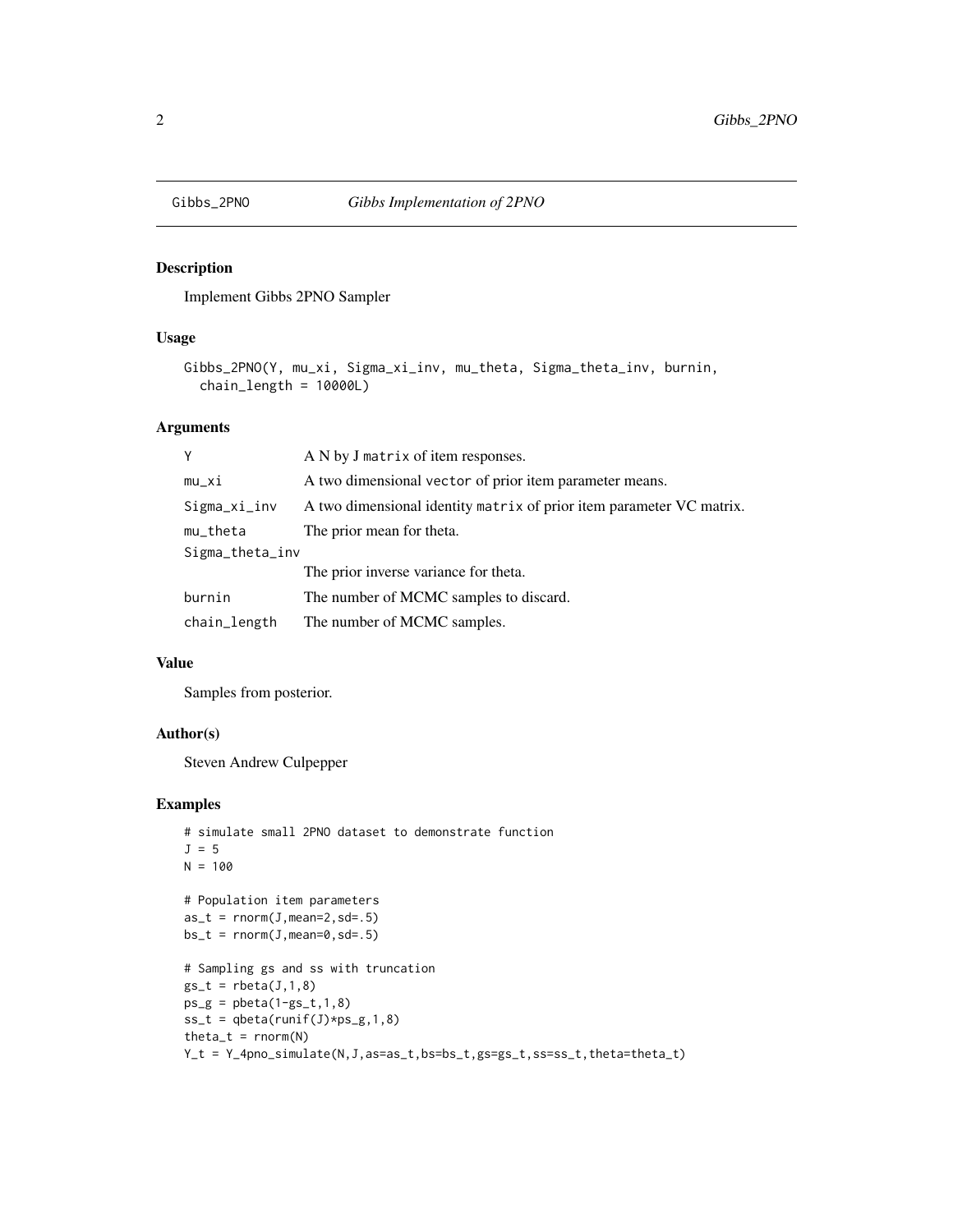Gibbs_2PNO *Gibbs Implementation of 2PNO*

## Description

Implement Gibbs 2PNO Sampler

## Usage

```
Gibbs_2PNO(Y, mu_xi, Sigma_xi_inv, mu_theta, Sigma_theta_inv, burnin,
  chain_length = 10000L)
```

## Arguments

| | |
|---|---|
| Y | A N by J matrix of item responses. |
| mu_xi | A two dimensional vector of prior item parameter means. |
| Sigma_xi_inv | A two dimensional identity matrix of prior item parameter VC matrix. |
| mu_theta | The prior mean for theta. |
| Sigma_theta_inv | The prior inverse variance for theta. |
| burnin | The number of MCMC samples to discard. |
| chain_length | The number of MCMC samples. |

## Value

Samples from posterior.

## Author(s)

Steven Andrew Culpepper

## Examples

```
# simulate small 2PNO dataset to demonstrate function
J = 5
N = 100

# Population item parameters
as_t = rnorm(J,mean=2,sd=.5)
bs_t = rnorm(J,mean=0,sd=.5)

# Sampling gs and ss with truncation
gs_t = rbeta(J,1,8)
ps_g = pbeta(1-gs_t,1,8)
ss_t = qbeta(runif(J)*ps_g,1,8)
theta_t = rnorm(N)
Y_t = Y_4pno_simulate(N,J,as=as_t,bs=bs_t,gs=gs_t,ss=ss_t,theta=theta_t)
```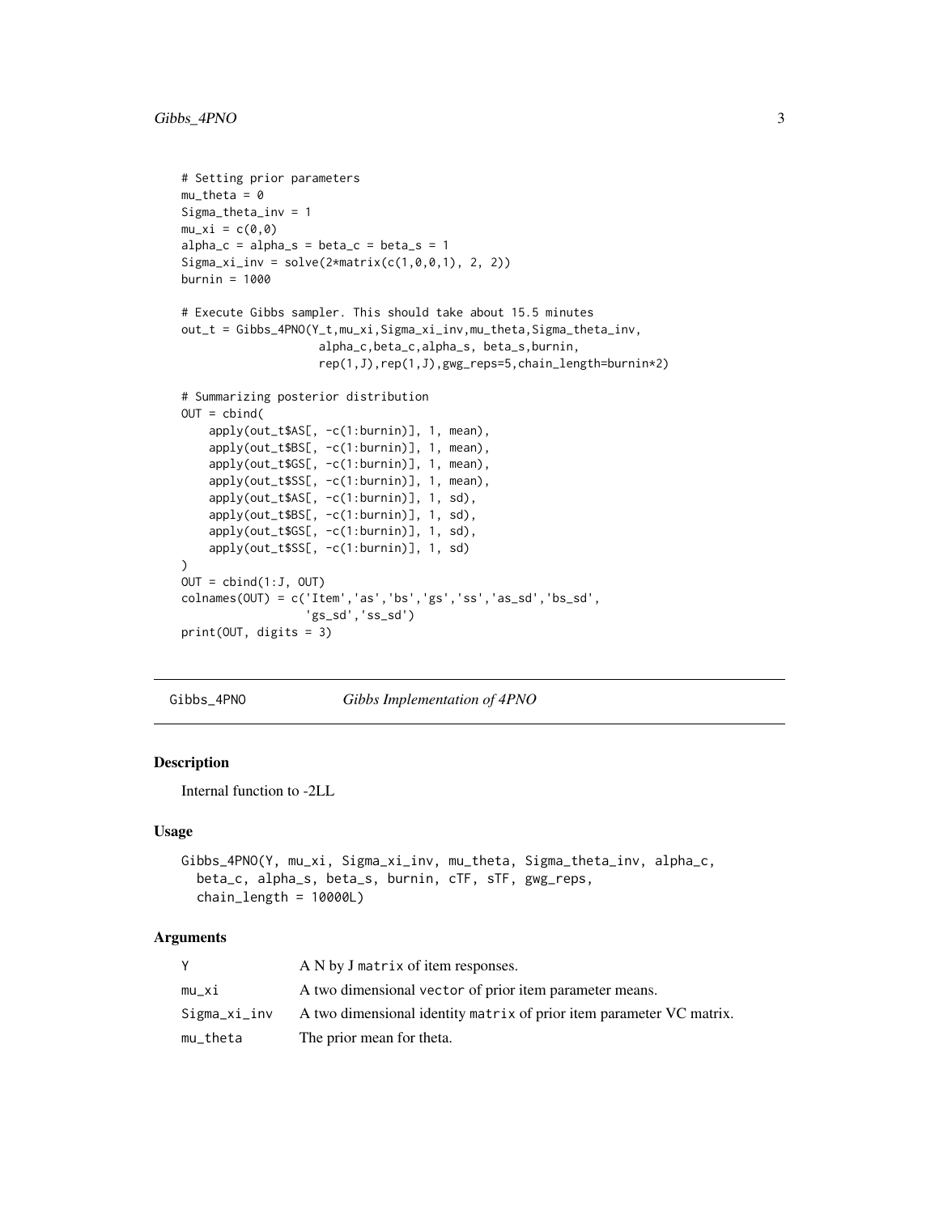```
# Setting prior parameters
mu_theta = 0
Sigma_theta_inv = 1
mu_xi = c(0,0)
alpha_c = alpha_s = beta_c = beta_s = 1
Sigma_xi_inv = solve(2*matrix(c(1,0,0,1), 2, 2))
burnin = 1000

# Execute Gibbs sampler. This should take about 15.5 minutes
out_t = Gibbs_4PNO(Y_t,mu_xi,Sigma_xi_inv,mu_theta,Sigma_theta_inv,
                   alpha_c,beta_c,alpha_s, beta_s,burnin,
                   rep(1,J),rep(1,J),gwg_reps=5,chain_length=burnin*2)

# Summarizing posterior distribution
OUT = cbind(
    apply(out_t$AS[, -c(1:burnin)], 1, mean),
    apply(out_t$BS[, -c(1:burnin)], 1, mean),
    apply(out_t$GS[, -c(1:burnin)], 1, mean),
    apply(out_t$SS[, -c(1:burnin)], 1, mean),
    apply(out_t$AS[, -c(1:burnin)], 1, sd),
    apply(out_t$BS[, -c(1:burnin)], 1, sd),
    apply(out_t$GS[, -c(1:burnin)], 1, sd),
    apply(out_t$SS[, -c(1:burnin)], 1, sd)
)
OUT = cbind(1:J, OUT)
colnames(OUT) = c('Item','as','bs','gs','ss','as_sd','bs_sd',
                  'gs_sd','ss_sd')
print(OUT, digits = 3)
```

---

## Gibbs_4PNO — *Gibbs Implementation of 4PNO*

### Description

Internal function to -2LL

### Usage

```
Gibbs_4PNO(Y, mu_xi, Sigma_xi_inv, mu_theta, Sigma_theta_inv, alpha_c,
  beta_c, alpha_s, beta_s, burnin, cTF, sTF, gwg_reps,
  chain_length = 10000L)
```

### Arguments

| | |
|---|---|
| `Y` | A N by J `matrix` of item responses. |
| `mu_xi` | A two dimensional `vector` of prior item parameter means. |
| `Sigma_xi_inv` | A two dimensional identity `matrix` of prior item parameter VC matrix. |
| `mu_theta` | The prior mean for theta. |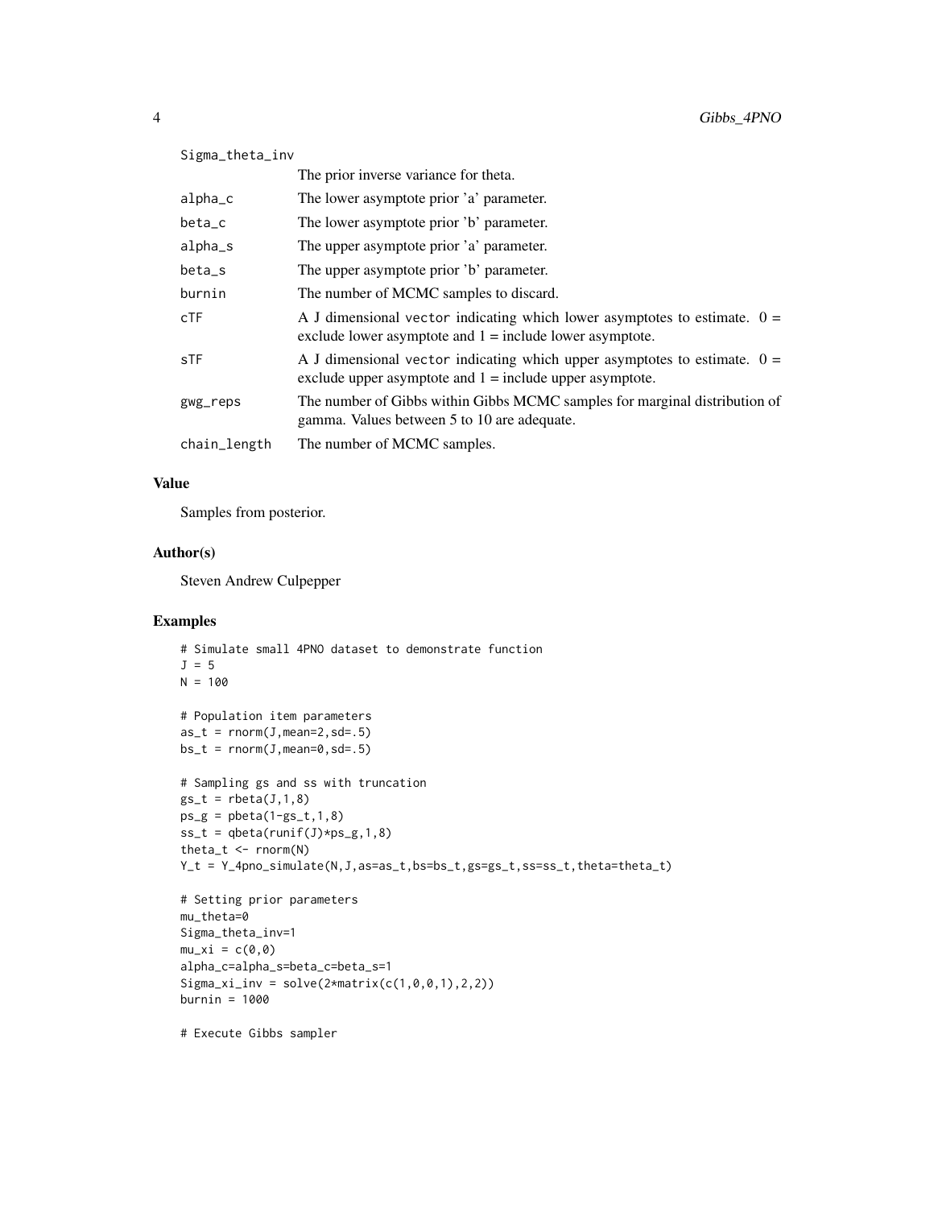| | |
|---|---|
| Sigma_theta_inv | The prior inverse variance for theta. |
| alpha_c | The lower asymptote prior 'a' parameter. |
| beta_c | The lower asymptote prior 'b' parameter. |
| alpha_s | The upper asymptote prior 'a' parameter. |
| beta_s | The upper asymptote prior 'b' parameter. |
| burnin | The number of MCMC samples to discard. |
| cTF | A J dimensional vector indicating which lower asymptotes to estimate. 0 = exclude lower asymptote and 1 = include lower asymptote. |
| sTF | A J dimensional vector indicating which upper asymptotes to estimate. 0 = exclude upper asymptote and 1 = include upper asymptote. |
| gwg_reps | The number of Gibbs within Gibbs MCMC samples for marginal distribution of gamma. Values between 5 to 10 are adequate. |
| chain_length | The number of MCMC samples. |

## Value

Samples from posterior.

## Author(s)

Steven Andrew Culpepper

## Examples

```
# Simulate small 4PNO dataset to demonstrate function
J = 5
N = 100

# Population item parameters
as_t = rnorm(J,mean=2,sd=.5)
bs_t = rnorm(J,mean=0,sd=.5)

# Sampling gs and ss with truncation
gs_t = rbeta(J,1,8)
ps_g = pbeta(1-gs_t,1,8)
ss_t = qbeta(runif(J)*ps_g,1,8)
theta_t <- rnorm(N)
Y_t = Y_4pno_simulate(N,J,as=as_t,bs=bs_t,gs=gs_t,ss=ss_t,theta=theta_t)

# Setting prior parameters
mu_theta=0
Sigma_theta_inv=1
mu_xi = c(0,0)
alpha_c=alpha_s=beta_c=beta_s=1
Sigma_xi_inv = solve(2*matrix(c(1,0,0,1),2,2))
burnin = 1000

# Execute Gibbs sampler
```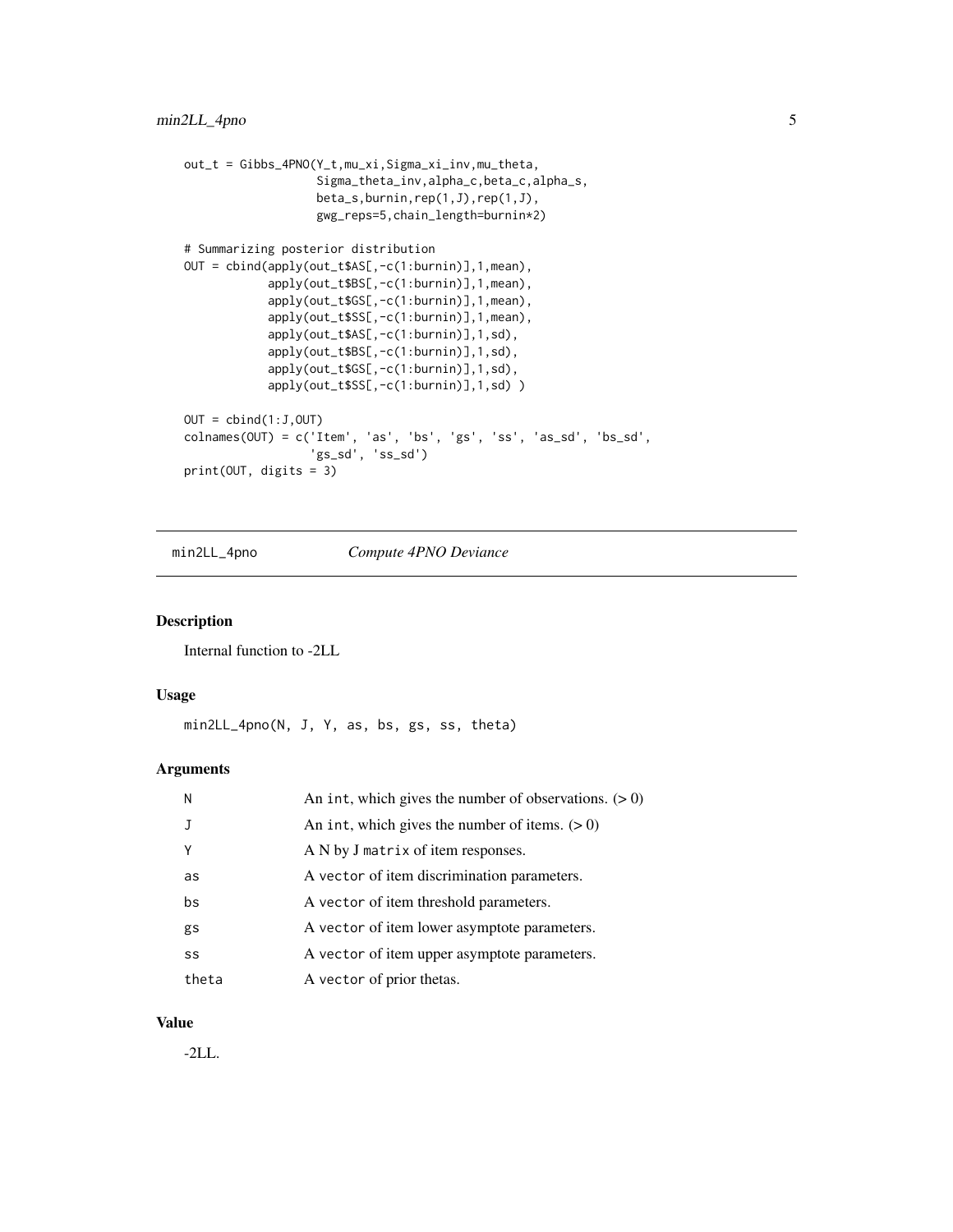```
out_t = Gibbs_4PNO(Y_t,mu_xi,Sigma_xi_inv,mu_theta,
                   Sigma_theta_inv,alpha_c,beta_c,alpha_s,
                   beta_s,burnin,rep(1,J),rep(1,J),
                   gwg_reps=5,chain_length=burnin*2)

# Summarizing posterior distribution
OUT = cbind(apply(out_t$AS[,-c(1:burnin)],1,mean),
            apply(out_t$BS[,-c(1:burnin)],1,mean),
            apply(out_t$GS[,-c(1:burnin)],1,mean),
            apply(out_t$SS[,-c(1:burnin)],1,mean),
            apply(out_t$AS[,-c(1:burnin)],1,sd),
            apply(out_t$BS[,-c(1:burnin)],1,sd),
            apply(out_t$GS[,-c(1:burnin)],1,sd),
            apply(out_t$SS[,-c(1:burnin)],1,sd) )

OUT = cbind(1:J,OUT)
colnames(OUT) = c('Item', 'as', 'bs', 'gs', 'ss', 'as_sd', 'bs_sd',
                  'gs_sd', 'ss_sd')
print(OUT, digits = 3)
```

---

## `min2LL_4pno` *Compute 4PNO Deviance*

### Description

Internal function to -2LL

### Usage

```
min2LL_4pno(N, J, Y, as, bs, gs, ss, theta)
```

### Arguments

| | |
|---|---|
| N | An `int`, which gives the number of observations. (> 0) |
| J | An `int`, which gives the number of items. (> 0) |
| Y | A N by J `matrix` of item responses. |
| as | A `vector` of item discrimination parameters. |
| bs | A `vector` of item threshold parameters. |
| gs | A `vector` of item lower asymptote parameters. |
| ss | A `vector` of item upper asymptote parameters. |
| theta | A `vector` of prior thetas. |

### Value

-2LL.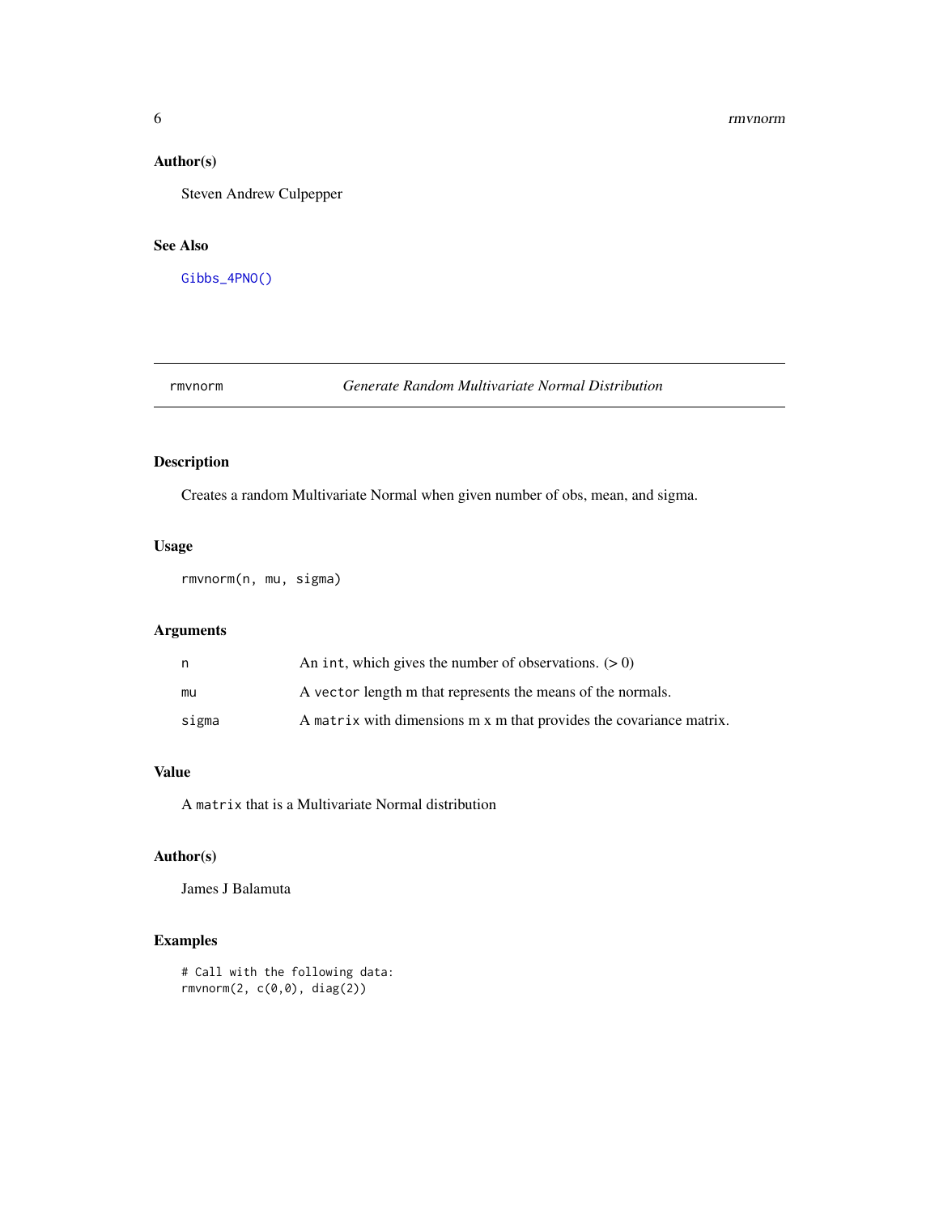### Author(s)

Steven Andrew Culpepper

### See Also

`Gibbs_4PNO()`

---

## rmvnorm — *Generate Random Multivariate Normal Distribution*

---

### Description

Creates a random Multivariate Normal when given number of obs, mean, and sigma.

### Usage

```
rmvnorm(n, mu, sigma)
```

### Arguments

| | |
|---|---|
| n | An `int`, which gives the number of observations. (> 0) |
| mu | A `vector` length m that represents the means of the normals. |
| sigma | A `matrix` with dimensions m x m that provides the covariance matrix. |

### Value

A `matrix` that is a Multivariate Normal distribution

### Author(s)

James J Balamuta

### Examples

```
# Call with the following data:
rmvnorm(2, c(0,0), diag(2))
```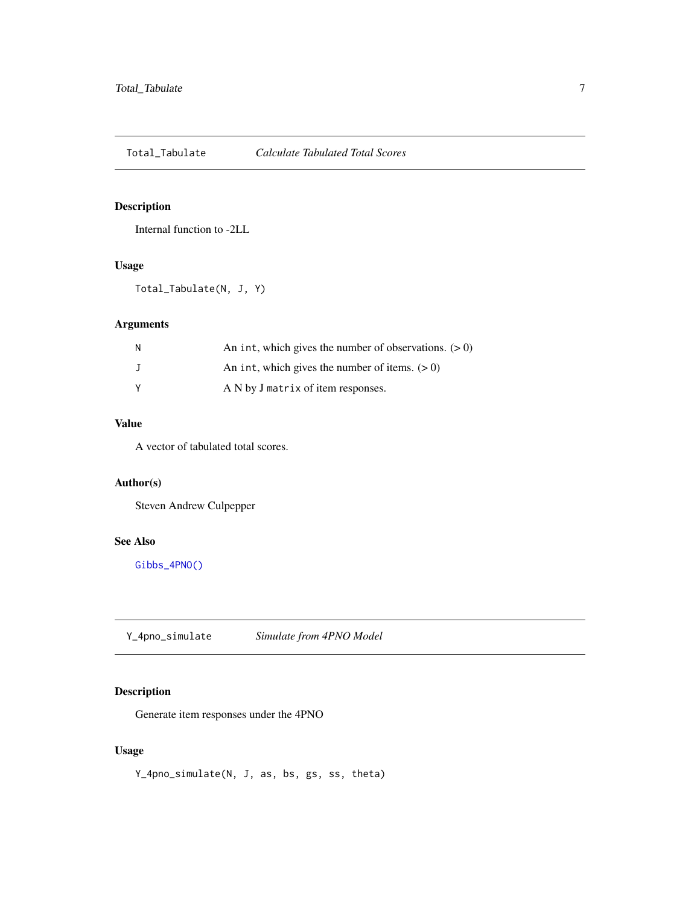## Total_Tabulate — *Calculate Tabulated Total Scores*

### Description

Internal function to -2LL

### Usage

```
Total_Tabulate(N, J, Y)
```

### Arguments

| | |
|---|---|
| N | An `int`, which gives the number of observations. (> 0) |
| J | An `int`, which gives the number of items. (> 0) |
| Y | A N by J `matrix` of item responses. |

### Value

A vector of tabulated total scores.

### Author(s)

Steven Andrew Culpepper

### See Also

`Gibbs_4PNO()`

## Y_4pno_simulate — *Simulate from 4PNO Model*

### Description

Generate item responses under the 4PNO

### Usage

```
Y_4pno_simulate(N, J, as, bs, gs, ss, theta)
```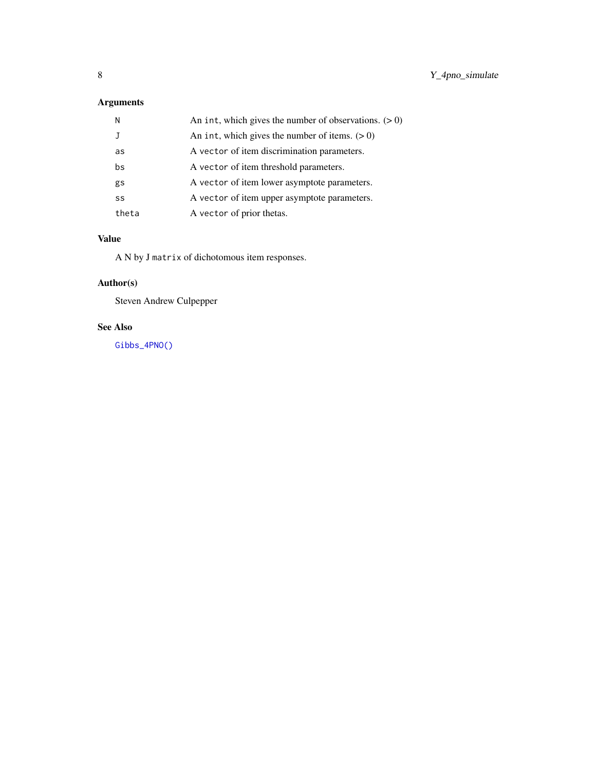## Arguments

| | |
|---|---|
| `N` | An `int`, which gives the number of observations. (> 0) |
| `J` | An `int`, which gives the number of items. (> 0) |
| `as` | A `vector` of item discrimination parameters. |
| `bs` | A `vector` of item threshold parameters. |
| `gs` | A `vector` of item lower asymptote parameters. |
| `ss` | A `vector` of item upper asymptote parameters. |
| `theta` | A `vector` of prior thetas. |

## Value

A N by J `matrix` of dichotomous item responses.

## Author(s)

Steven Andrew Culpepper

## See Also

`Gibbs_4PNO()`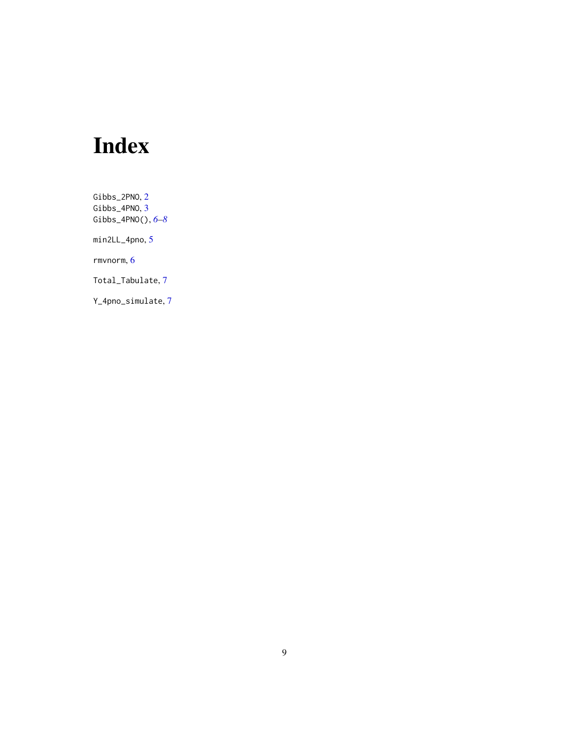# Index

Gibbs_2PNO, 2
Gibbs_4PNO, 3
Gibbs_4PNO(), *6–8*

min2LL_4pno, 5

rmvnorm, 6

Total_Tabulate, 7

Y_4pno_simulate, 7